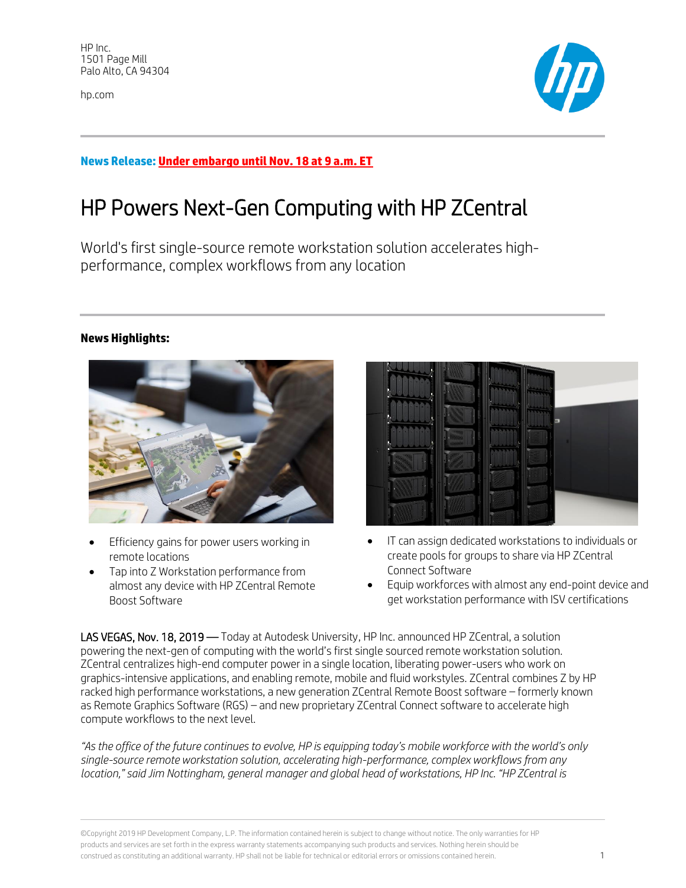HP Inc.
1501 Page Mill
Palo Alto, CA 94304

hp.com

**News Release: Under embargo until Nov. 18 at 9 a.m. ET**

# HP Powers Next-Gen Computing with HP ZCentral

World's first single-source remote workstation solution accelerates high-performance, complex workflows from any location

**News Highlights:**

- Efficiency gains for power users working in remote locations
- Tap into Z Workstation performance from almost any device with HP ZCentral Remote Boost Software
- IT can assign dedicated workstations to individuals or create pools for groups to share via HP ZCentral Connect Software
- Equip workforces with almost any end-point device and get workstation performance with ISV certifications

LAS VEGAS, Nov. 18, 2019 — Today at Autodesk University, HP Inc. announced HP ZCentral, a solution powering the next-gen of computing with the world's first single sourced remote workstation solution. ZCentral centralizes high-end computer power in a single location, liberating power-users who work on graphics-intensive applications, and enabling remote, mobile and fluid workstyles. ZCentral combines Z by HP racked high performance workstations, a new generation ZCentral Remote Boost software – formerly known as Remote Graphics Software (RGS) – and new proprietary ZCentral Connect software to accelerate high compute workflows to the next level.

*"As the office of the future continues to evolve, HP is equipping today's mobile workforce with the world's only single-source remote workstation solution, accelerating high-performance, complex workflows from any location," said Jim Nottingham, general manager and global head of workstations, HP Inc. "HP ZCentral is*

©Copyright 2019 HP Development Company, L.P. The information contained herein is subject to change without notice. The only warranties for HP products and services are set forth in the express warranty statements accompanying such products and services. Nothing herein should be construed as constituting an additional warranty. HP shall not be liable for technical or editorial errors or omissions contained herein.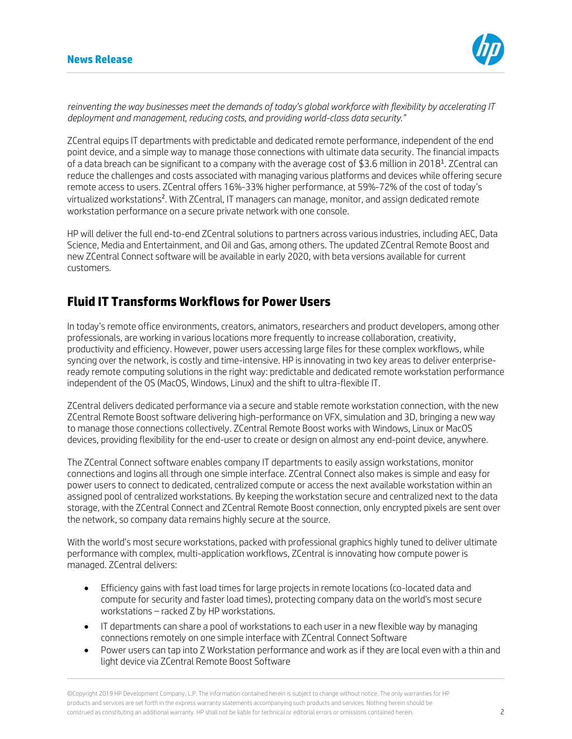*reinventing the way businesses meet the demands of today's global workforce with flexibility by accelerating IT deployment and management, reducing costs, and providing world-class data security."*

ZCentral equips IT departments with predictable and dedicated remote performance, independent of the end point device, and a simple way to manage those connections with ultimate data security. The financial impacts of a data breach can be significant to a company with the average cost of $3.6 million in 2018[1]. ZCentral can reduce the challenges and costs associated with managing various platforms and devices while offering secure remote access to users. ZCentral offers 16%-33% higher performance, at 59%-72% of the cost of today's virtualized workstations[2]. With ZCentral, IT managers can manage, monitor, and assign dedicated remote workstation performance on a secure private network with one console.

HP will deliver the full end-to-end ZCentral solutions to partners across various industries, including AEC, Data Science, Media and Entertainment, and Oil and Gas, among others. The updated ZCentral Remote Boost and new ZCentral Connect software will be available in early 2020, with beta versions available for current customers.

## Fluid IT Transforms Workflows for Power Users

In today's remote office environments, creators, animators, researchers and product developers, among other professionals, are working in various locations more frequently to increase collaboration, creativity, productivity and efficiency. However, power users accessing large files for these complex workflows, while syncing over the network, is costly and time-intensive. HP is innovating in two key areas to deliver enterprise-ready remote computing solutions in the right way: predictable and dedicated remote workstation performance independent of the OS (MacOS, Windows, Linux) and the shift to ultra-flexible IT.

ZCentral delivers dedicated performance via a secure and stable remote workstation connection, with the new ZCentral Remote Boost software delivering high-performance on VFX, simulation and 3D, bringing a new way to manage those connections collectively. ZCentral Remote Boost works with Windows, Linux or MacOS devices, providing flexibility for the end-user to create or design on almost any end-point device, anywhere.

The ZCentral Connect software enables company IT departments to easily assign workstations, monitor connections and logins all through one simple interface. ZCentral Connect also makes is simple and easy for power users to connect to dedicated, centralized compute or access the next available workstation within an assigned pool of centralized workstations. By keeping the workstation secure and centralized next to the data storage, with the ZCentral Connect and ZCentral Remote Boost connection, only encrypted pixels are sent over the network, so company data remains highly secure at the source.

With the world's most secure workstations, packed with professional graphics highly tuned to deliver ultimate performance with complex, multi-application workflows, ZCentral is innovating how compute power is managed. ZCentral delivers:

- Efficiency gains with fast load times for large projects in remote locations (co-located data and compute for security and faster load times), protecting company data on the world's most secure workstations – racked Z by HP workstations.
- IT departments can share a pool of workstations to each user in a new flexible way by managing connections remotely on one simple interface with ZCentral Connect Software
- Power users can tap into Z Workstation performance and work as if they are local even with a thin and light device via ZCentral Remote Boost Software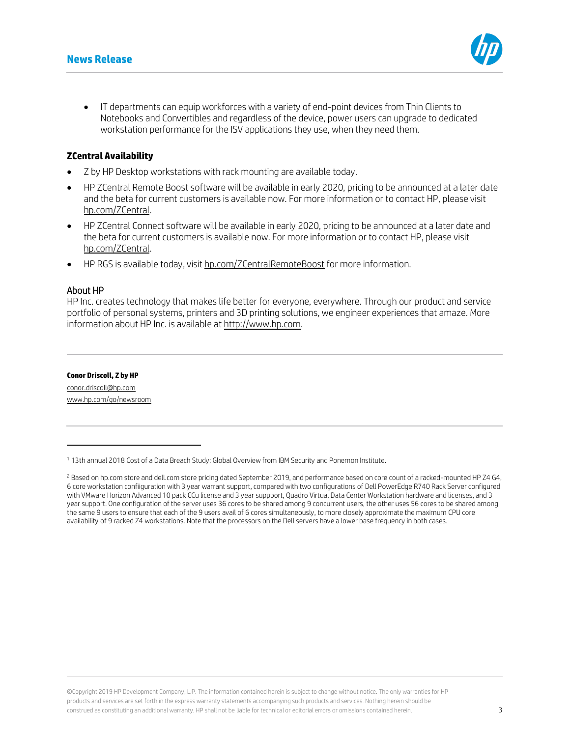- IT departments can equip workforces with a variety of end-point devices from Thin Clients to Notebooks and Convertibles and regardless of the device, power users can upgrade to dedicated workstation performance for the ISV applications they use, when they need them.

### ZCentral Availability

- Z by HP Desktop workstations with rack mounting are available today.
- HP ZCentral Remote Boost software will be available in early 2020, pricing to be announced at a later date and the beta for current customers is available now. For more information or to contact HP, please visit hp.com/ZCentral.
- HP ZCentral Connect software will be available in early 2020, pricing to be announced at a later date and the beta for current customers is available now. For more information or to contact HP, please visit hp.com/ZCentral.
- HP RGS is available today, visit hp.com/ZCentralRemoteBoost for more information.

### About HP

HP Inc. creates technology that makes life better for everyone, everywhere. Through our product and service portfolio of personal systems, printers and 3D printing solutions, we engineer experiences that amaze. More information about HP Inc. is available at http://www.hp.com.

**Conor Driscoll, Z by HP**
conor.driscoll@hp.com
www.hp.com/go/newsroom

---

[1] 13th annual 2018 Cost of a Data Breach Study: Global Overview from IBM Security and Ponemon Institute.

[2] Based on hp.com store and dell.com store pricing dated September 2019, and performance based on core count of a racked-mounted HP Z4 G4, 6 core workstation configiuration with 3 year warrant support, compared with two configurations of Dell PowerEdge R740 Rack Server configured with VMware Horizon Advanced 10 pack CCu license and 3 year suppport, Quadro Virtual Data Center Workstation hardware and licenses, and 3 year support. One configuration of the server uses 36 cores to be shared among 9 concurrent users, the other uses 56 cores to be shared among the same 9 users to ensure that each of the 9 users avail of 6 cores simultaneously, to more closely approximate the maximum CPU core availability of 9 racked Z4 workstations. Note that the processors on the Dell servers have a lower base frequency in both cases.

©Copyright 2019 HP Development Company, L.P. The information contained herein is subject to change without notice. The only warranties for HP products and services are set forth in the express warranty statements accompanying such products and services. Nothing herein should be construed as constituting an additional warranty. HP shall not be liable for technical or editorial errors or omissions contained herein.